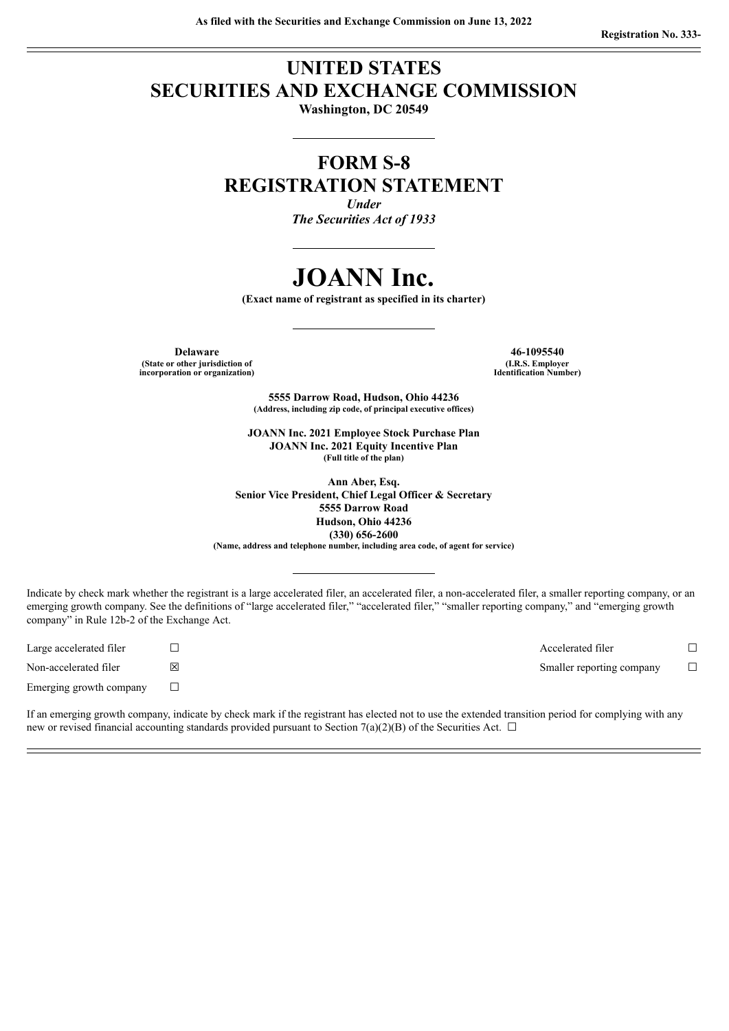**As filed with the Securities and Exchange Commission on June 13, 2022**

**Registration No. 333-**

# UNITED STATES
# SECURITIES AND EXCHANGE COMMISSION

**Washington, DC 20549**

---

# FORM S-8
# REGISTRATION STATEMENT

*Under*
*The Securities Act of 1933*

---

# JOANN Inc.

**(Exact name of registrant as specified in its charter)**

---

| **Delaware** | **46-1095540** |
|---|---|
| **(State or other jurisdiction of incorporation or organization)** | **(I.R.S. Employer Identification Number)** |

**5555 Darrow Road, Hudson, Ohio 44236**
**(Address, including zip code, of principal executive offices)**

**JOANN Inc. 2021 Employee Stock Purchase Plan**
**JOANN Inc. 2021 Equity Incentive Plan**
**(Full title of the plan)**

**Ann Aber, Esq.**
**Senior Vice President, Chief Legal Officer & Secretary**
**5555 Darrow Road**
**Hudson, Ohio 44236**
**(330) 656-2600**
**(Name, address and telephone number, including area code, of agent for service)**

---

Indicate by check mark whether the registrant is a large accelerated filer, an accelerated filer, a non-accelerated filer, a smaller reporting company, or an emerging growth company. See the definitions of "large accelerated filer," "accelerated filer," "smaller reporting company," and "emerging growth company" in Rule 12b-2 of the Exchange Act.

| | | | |
|---|---|---|---|
| Large accelerated filer | ☐ | Accelerated filer | ☐ |
| Non-accelerated filer | ☒ | Smaller reporting company | ☐ |
| Emerging growth company | ☐ | | |

If an emerging growth company, indicate by check mark if the registrant has elected not to use the extended transition period for complying with any new or revised financial accounting standards provided pursuant to Section 7(a)(2)(B) of the Securities Act. ☐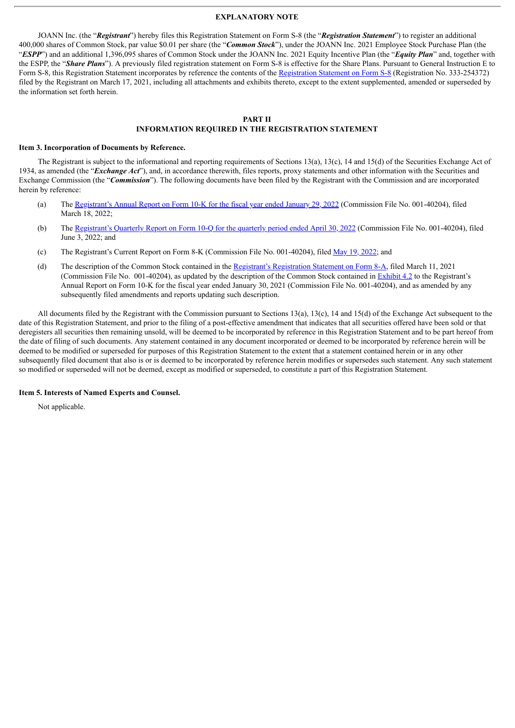## EXPLANATORY NOTE

JOANN Inc. (the "***Registrant***") hereby files this Registration Statement on Form S-8 (the "***Registration Statement***") to register an additional 400,000 shares of Common Stock, par value $0.01 per share (the "***Common Stock***"), under the JOANN Inc. 2021 Employee Stock Purchase Plan (the "***ESPP***") and an additional 1,396,095 shares of Common Stock under the JOANN Inc. 2021 Equity Incentive Plan (the "***Equity Plan***" and, together with the ESPP, the "***Share Plans***"). A previously filed registration statement on Form S-8 is effective for the Share Plans. Pursuant to General Instruction E to Form S-8, this Registration Statement incorporates by reference the contents of the Registration Statement on Form S-8 (Registration No. 333-254372) filed by the Registrant on March 17, 2021, including all attachments and exhibits thereto, except to the extent supplemented, amended or superseded by the information set forth herein.

## PART II
## INFORMATION REQUIRED IN THE REGISTRATION STATEMENT

### Item 3. Incorporation of Documents by Reference.

The Registrant is subject to the informational and reporting requirements of Sections 13(a), 13(c), 14 and 15(d) of the Securities Exchange Act of 1934, as amended (the "***Exchange Act***"), and, in accordance therewith, files reports, proxy statements and other information with the Securities and Exchange Commission (the "***Commission***"). The following documents have been filed by the Registrant with the Commission and are incorporated herein by reference:

(a) The Registrant's Annual Report on Form 10-K for the fiscal year ended January 29, 2022 (Commission File No. 001-40204), filed March 18, 2022;

(b) The Registrant's Quarterly Report on Form 10-Q for the quarterly period ended April 30, 2022 (Commission File No. 001-40204), filed June 3, 2022; and

(c) The Registrant's Current Report on Form 8-K (Commission File No. 001-40204), filed May 19, 2022; and

(d) The description of the Common Stock contained in the Registrant's Registration Statement on Form 8-A, filed March 11, 2021 (Commission File No. 001-40204), as updated by the description of the Common Stock contained in Exhibit 4.2 to the Registrant's Annual Report on Form 10-K for the fiscal year ended January 30, 2021 (Commission File No. 001-40204), and as amended by any subsequently filed amendments and reports updating such description.

All documents filed by the Registrant with the Commission pursuant to Sections 13(a), 13(c), 14 and 15(d) of the Exchange Act subsequent to the date of this Registration Statement, and prior to the filing of a post-effective amendment that indicates that all securities offered have been sold or that deregisters all securities then remaining unsold, will be deemed to be incorporated by reference in this Registration Statement and to be part hereof from the date of filing of such documents. Any statement contained in any document incorporated or deemed to be incorporated by reference herein will be deemed to be modified or superseded for purposes of this Registration Statement to the extent that a statement contained herein or in any other subsequently filed document that also is or is deemed to be incorporated by reference herein modifies or supersedes such statement. Any such statement so modified or superseded will not be deemed, except as modified or superseded, to constitute a part of this Registration Statement.

### Item 5. Interests of Named Experts and Counsel.

Not applicable.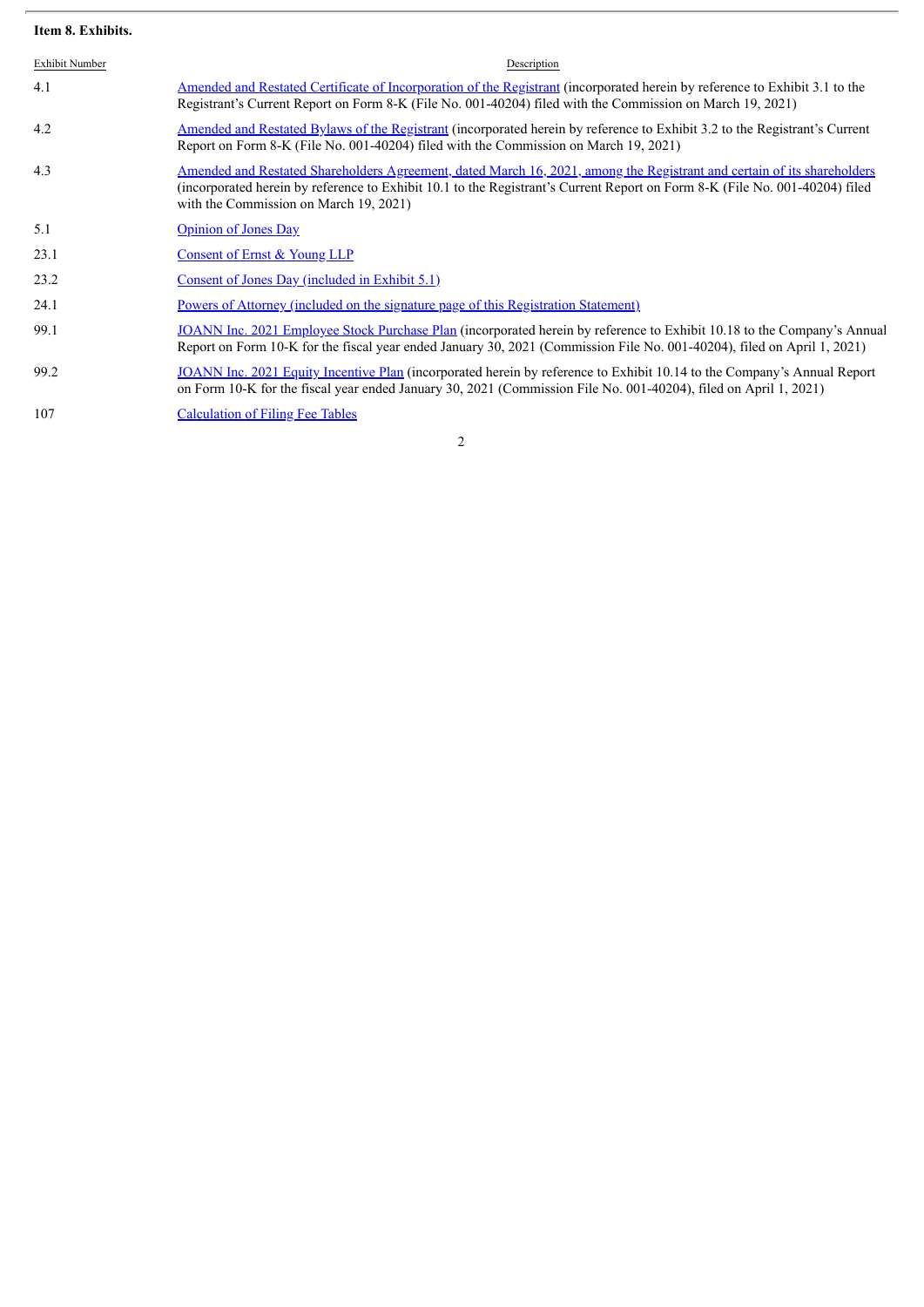**Item 8. Exhibits.**

| Exhibit Number | Description |
|---|---|
| 4.1 | Amended and Restated Certificate of Incorporation of the Registrant (incorporated herein by reference to Exhibit 3.1 to the Registrant's Current Report on Form 8-K (File No. 001-40204) filed with the Commission on March 19, 2021) |
| 4.2 | Amended and Restated Bylaws of the Registrant (incorporated herein by reference to Exhibit 3.2 to the Registrant's Current Report on Form 8-K (File No. 001-40204) filed with the Commission on March 19, 2021) |
| 4.3 | Amended and Restated Shareholders Agreement, dated March 16, 2021, among the Registrant and certain of its shareholders (incorporated herein by reference to Exhibit 10.1 to the Registrant's Current Report on Form 8-K (File No. 001-40204) filed with the Commission on March 19, 2021) |
| 5.1 | Opinion of Jones Day |
| 23.1 | Consent of Ernst & Young LLP |
| 23.2 | Consent of Jones Day (included in Exhibit 5.1) |
| 24.1 | Powers of Attorney (included on the signature page of this Registration Statement) |
| 99.1 | JOANN Inc. 2021 Employee Stock Purchase Plan (incorporated herein by reference to Exhibit 10.18 to the Company's Annual Report on Form 10-K for the fiscal year ended January 30, 2021 (Commission File No. 001-40204), filed on April 1, 2021) |
| 99.2 | JOANN Inc. 2021 Equity Incentive Plan (incorporated herein by reference to Exhibit 10.14 to the Company's Annual Report on Form 10-K for the fiscal year ended January 30, 2021 (Commission File No. 001-40204), filed on April 1, 2021) |
| 107 | Calculation of Filing Fee Tables |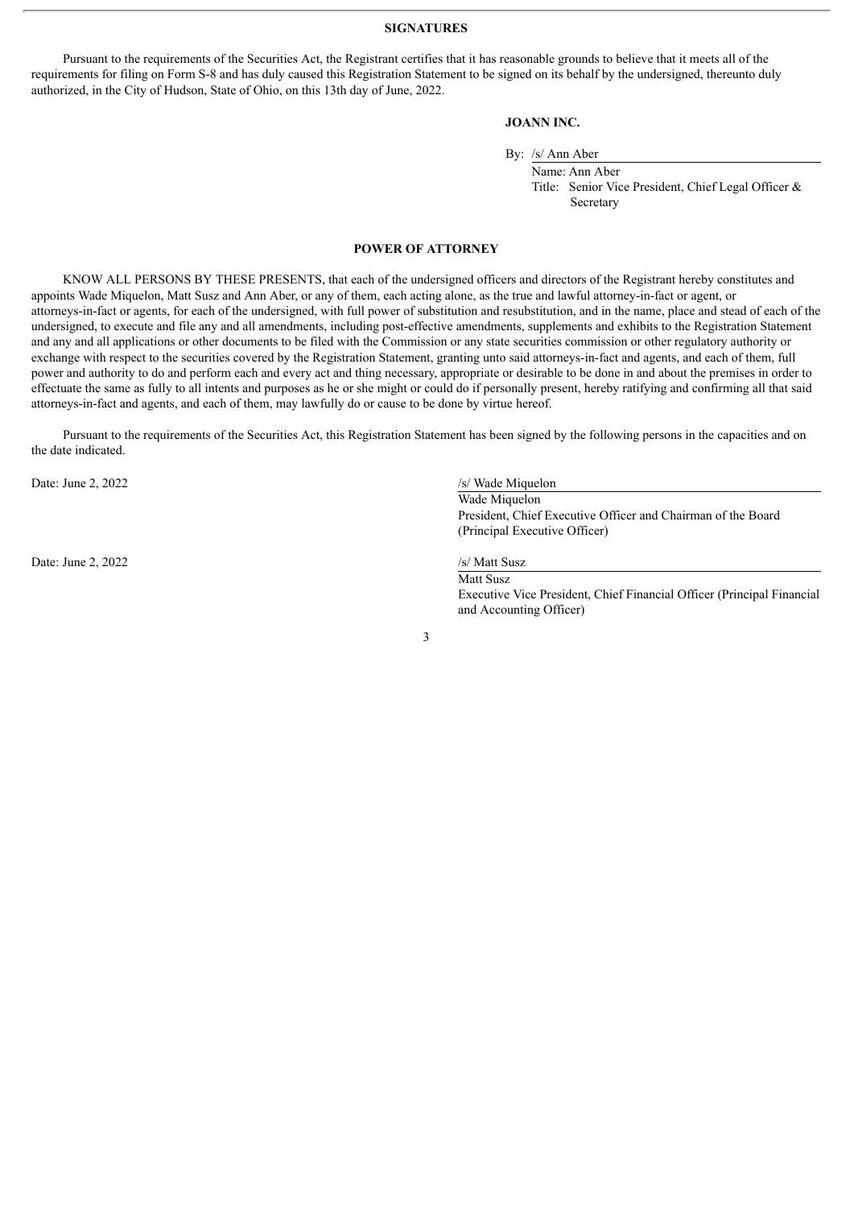## SIGNATURES

Pursuant to the requirements of the Securities Act, the Registrant certifies that it has reasonable grounds to believe that it meets all of the requirements for filing on Form S-8 and has duly caused this Registration Statement to be signed on its behalf by the undersigned, thereunto duly authorized, in the City of Hudson, State of Ohio, on this 13th day of June, 2022.

**JOANN INC.**

By: /s/ Ann Aber
Name: Ann Aber
Title: Senior Vice President, Chief Legal Officer & Secretary

## POWER OF ATTORNEY

KNOW ALL PERSONS BY THESE PRESENTS, that each of the undersigned officers and directors of the Registrant hereby constitutes and appoints Wade Miquelon, Matt Susz and Ann Aber, or any of them, each acting alone, as the true and lawful attorney-in-fact or agent, or attorneys-in-fact or agents, for each of the undersigned, with full power of substitution and resubstitution, and in the name, place and stead of each of the undersigned, to execute and file any and all amendments, including post-effective amendments, supplements and exhibits to the Registration Statement and any and all applications or other documents to be filed with the Commission or any state securities commission or other regulatory authority or exchange with respect to the securities covered by the Registration Statement, granting unto said attorneys-in-fact and agents, and each of them, full power and authority to do and perform each and every act and thing necessary, appropriate or desirable to be done in and about the premises in order to effectuate the same as fully to all intents and purposes as he or she might or could do if personally present, hereby ratifying and confirming all that said attorneys-in-fact and agents, and each of them, may lawfully do or cause to be done by virtue hereof.

Pursuant to the requirements of the Securities Act, this Registration Statement has been signed by the following persons in the capacities and on the date indicated.

Date: June 2, 2022

/s/ Wade Miquelon
Wade Miquelon
President, Chief Executive Officer and Chairman of the Board (Principal Executive Officer)

Date: June 2, 2022

/s/ Matt Susz
Matt Susz
Executive Vice President, Chief Financial Officer (Principal Financial and Accounting Officer)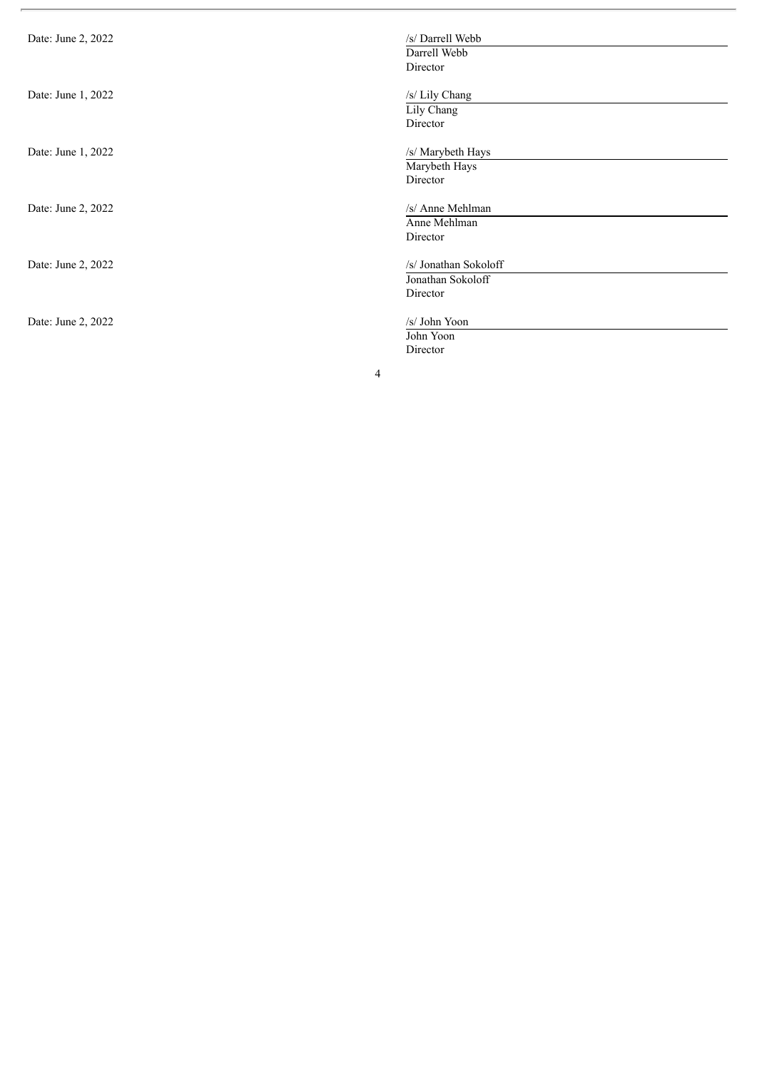| | |
|---|---|
| Date: June 2, 2022 | /s/ Darrell Webb<br>Darrell Webb<br>Director |
| Date: June 1, 2022 | /s/ Lily Chang<br>Lily Chang<br>Director |
| Date: June 1, 2022 | /s/ Marybeth Hays<br>Marybeth Hays<br>Director |
| Date: June 2, 2022 | /s/ Anne Mehlman<br>Anne Mehlman<br>Director |
| Date: June 2, 2022 | /s/ Jonathan Sokoloff<br>Jonathan Sokoloff<br>Director |
| Date: June 2, 2022 | /s/ John Yoon<br>John Yoon<br>Director |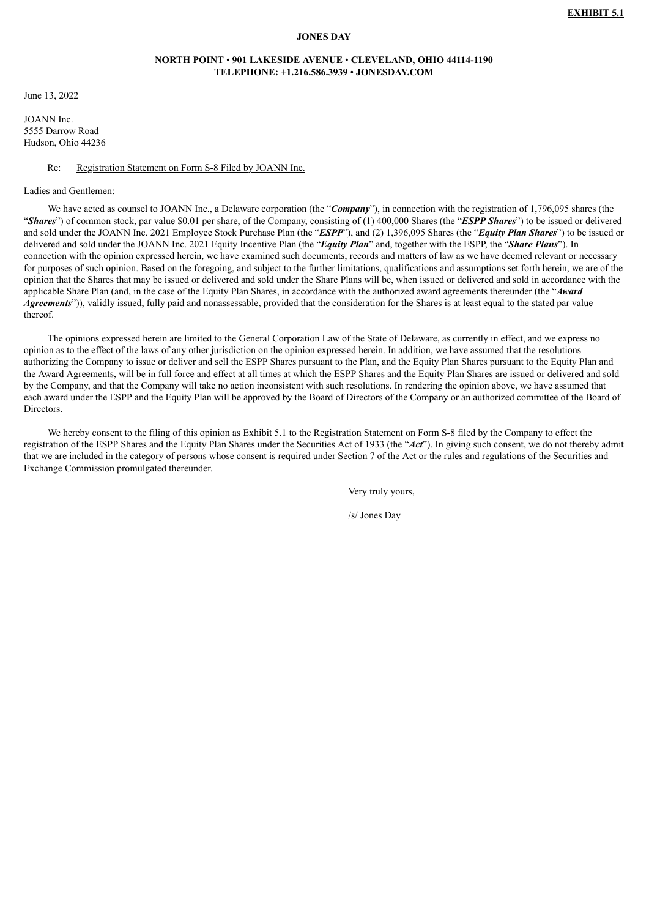**EXHIBIT 5.1**

**JONES DAY**

**NORTH POINT • 901 LAKESIDE AVENUE • CLEVELAND, OHIO 44114-1190**
**TELEPHONE: +1.216.586.3939 • JONESDAY.COM**

June 13, 2022

JOANN Inc.
5555 Darrow Road
Hudson, Ohio 44236

Re: Registration Statement on Form S-8 Filed by JOANN Inc.

Ladies and Gentlemen:

We have acted as counsel to JOANN Inc., a Delaware corporation (the "***Company***"), in connection with the registration of 1,796,095 shares (the "***Shares***") of common stock, par value $0.01 per share, of the Company, consisting of (1) 400,000 Shares (the "***ESPP Shares***") to be issued or delivered and sold under the JOANN Inc. 2021 Employee Stock Purchase Plan (the "***ESPP***"), and (2) 1,396,095 Shares (the "***Equity Plan Shares***") to be issued or delivered and sold under the JOANN Inc. 2021 Equity Incentive Plan (the "***Equity Plan***" and, together with the ESPP, the "***Share Plans***"). In connection with the opinion expressed herein, we have examined such documents, records and matters of law as we have deemed relevant or necessary for purposes of such opinion. Based on the foregoing, and subject to the further limitations, qualifications and assumptions set forth herein, we are of the opinion that the Shares that may be issued or delivered and sold under the Share Plans will be, when issued or delivered and sold in accordance with the applicable Share Plan (and, in the case of the Equity Plan Shares, in accordance with the authorized award agreements thereunder (the "***Award Agreements***")), validly issued, fully paid and nonassessable, provided that the consideration for the Shares is at least equal to the stated par value thereof.

The opinions expressed herein are limited to the General Corporation Law of the State of Delaware, as currently in effect, and we express no opinion as to the effect of the laws of any other jurisdiction on the opinion expressed herein. In addition, we have assumed that the resolutions authorizing the Company to issue or deliver and sell the ESPP Shares pursuant to the Plan, and the Equity Plan Shares pursuant to the Equity Plan and the Award Agreements, will be in full force and effect at all times at which the ESPP Shares and the Equity Plan Shares are issued or delivered and sold by the Company, and that the Company will take no action inconsistent with such resolutions. In rendering the opinion above, we have assumed that each award under the ESPP and the Equity Plan will be approved by the Board of Directors of the Company or an authorized committee of the Board of Directors.

We hereby consent to the filing of this opinion as Exhibit 5.1 to the Registration Statement on Form S-8 filed by the Company to effect the registration of the ESPP Shares and the Equity Plan Shares under the Securities Act of 1933 (the "***Act***"). In giving such consent, we do not thereby admit that we are included in the category of persons whose consent is required under Section 7 of the Act or the rules and regulations of the Securities and Exchange Commission promulgated thereunder.

Very truly yours,

/s/ Jones Day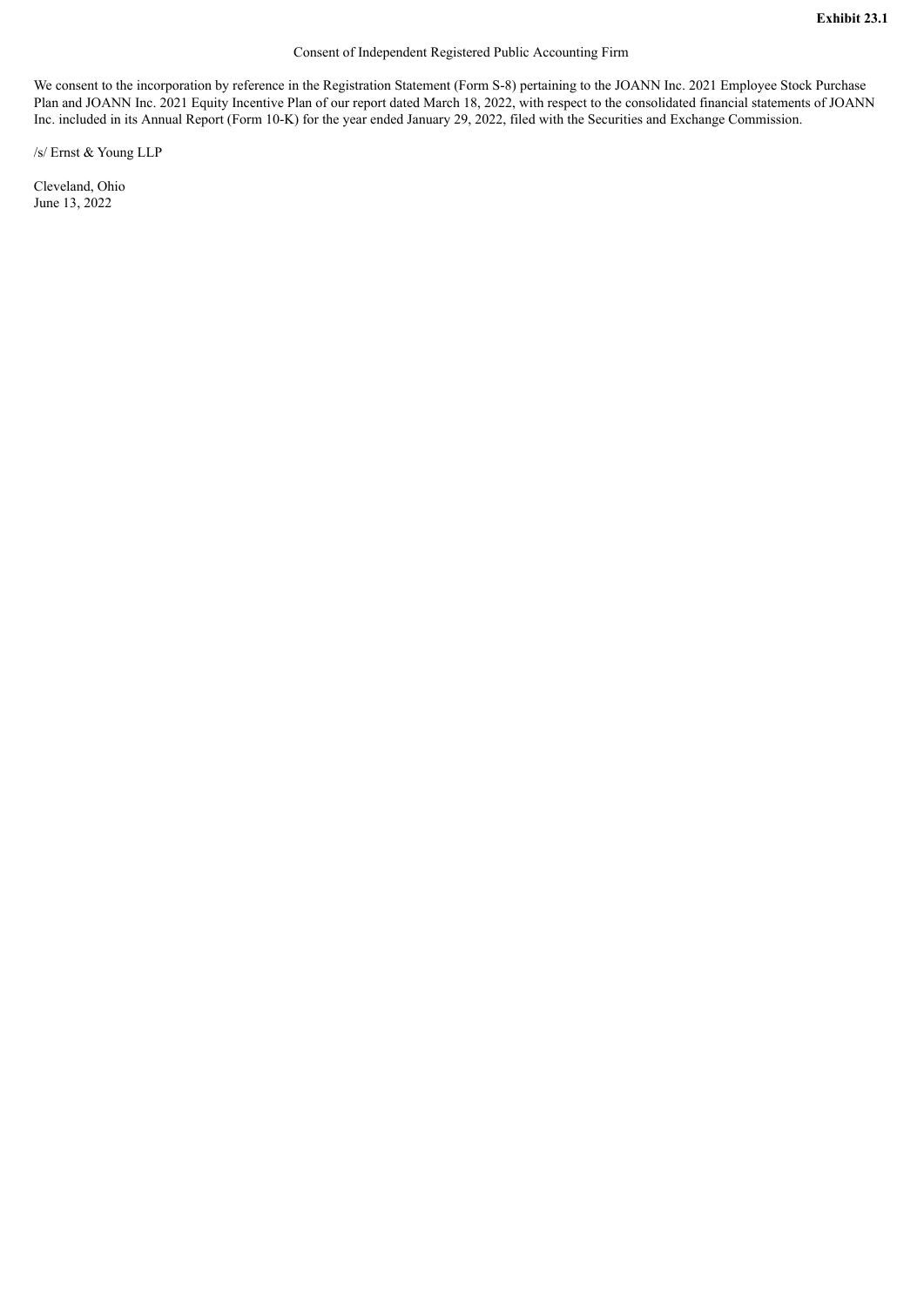**Exhibit 23.1**

Consent of Independent Registered Public Accounting Firm

We consent to the incorporation by reference in the Registration Statement (Form S-8) pertaining to the JOANN Inc. 2021 Employee Stock Purchase Plan and JOANN Inc. 2021 Equity Incentive Plan of our report dated March 18, 2022, with respect to the consolidated financial statements of JOANN Inc. included in its Annual Report (Form 10-K) for the year ended January 29, 2022, filed with the Securities and Exchange Commission.

/s/ Ernst & Young LLP

Cleveland, Ohio
June 13, 2022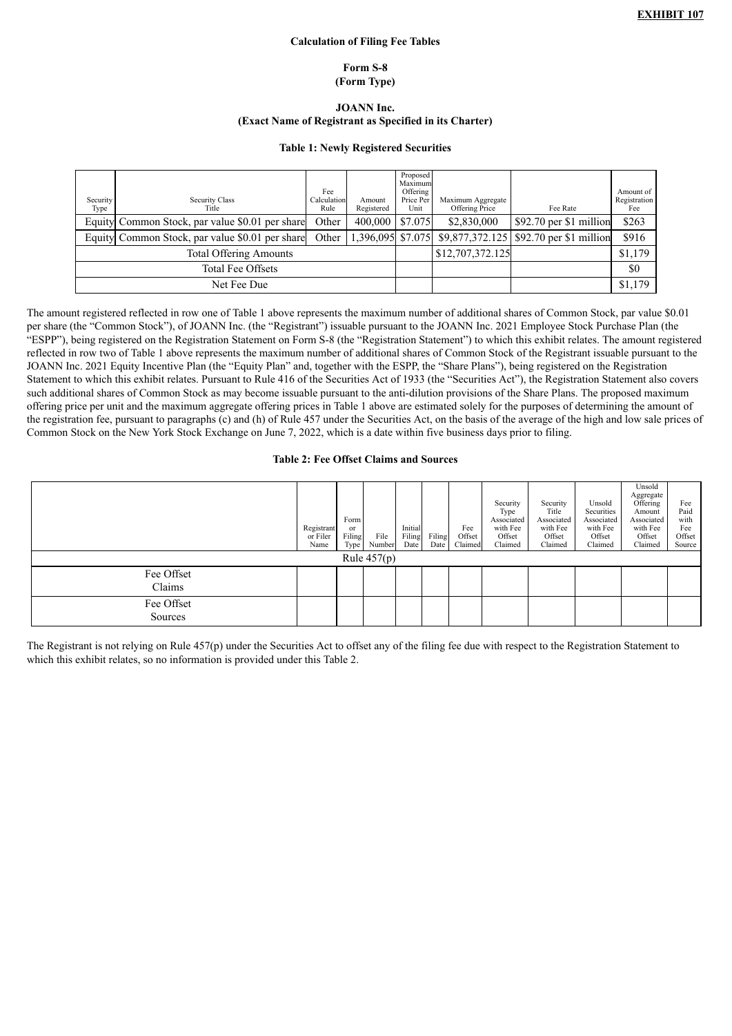**EXHIBIT 107**

**Calculation of Filing Fee Tables**

**Form S-8**
**(Form Type)**

**JOANN Inc.**
**(Exact Name of Registrant as Specified in its Charter)**

**Table 1: Newly Registered Securities**

| Security Type | Security Class Title | Fee Calculation Rule | Amount Registered | Proposed Maximum Offering Price Per Unit | Maximum Aggregate Offering Price | Fee Rate | Amount of Registration Fee |
|---|---|---|---|---|---|---|---|
| Equity | Common Stock, par value $0.01 per share | Other | 400,000 | $7.075 | $2,830,000 | $92.70 per $1 million | $263 |
| Equity | Common Stock, par value $0.01 per share | Other | 1,396,095 | $7.075 | $9,877,372.125 | $92.70 per $1 million | $916 |
| Total Offering Amounts | | | | | $12,707,372.125 | | $1,179 |
| Total Fee Offsets | | | | | | | $0 |
| Net Fee Due | | | | | | | $1,179 |

The amount registered reflected in row one of Table 1 above represents the maximum number of additional shares of Common Stock, par value $0.01 per share (the "Common Stock"), of JOANN Inc. (the "Registrant") issuable pursuant to the JOANN Inc. 2021 Employee Stock Purchase Plan (the "ESPP"), being registered on the Registration Statement on Form S-8 (the "Registration Statement") to which this exhibit relates. The amount registered reflected in row two of Table 1 above represents the maximum number of additional shares of Common Stock of the Registrant issuable pursuant to the JOANN Inc. 2021 Equity Incentive Plan (the "Equity Plan" and, together with the ESPP, the "Share Plans"), being registered on the Registration Statement to which this exhibit relates. Pursuant to Rule 416 of the Securities Act of 1933 (the "Securities Act"), the Registration Statement also covers such additional shares of Common Stock as may become issuable pursuant to the anti-dilution provisions of the Share Plans. The proposed maximum offering price per unit and the maximum aggregate offering prices in Table 1 above are estimated solely for the purposes of determining the amount of the registration fee, pursuant to paragraphs (c) and (h) of Rule 457 under the Securities Act, on the basis of the average of the high and low sale prices of Common Stock on the New York Stock Exchange on June 7, 2022, which is a date within five business days prior to filing.

**Table 2: Fee Offset Claims and Sources**

| | Registrant or Filer Name | Form or Filing Type | File Number | Initial Filing Date | Filing Date | Fee Offset Claimed | Security Type Associated with Fee Offset Claimed | Security Title Associated with Fee Offset Claimed | Unsold Securities Associated with Fee Offset Claimed | Unsold Aggregate Offering Amount Associated with Fee Offset Claimed | Fee Paid with Fee Offset Source |
|---|---|---|---|---|---|---|---|---|---|---|---|
| Rule 457(p) | | | | | | | | | | | |
| Fee Offset Claims | | | | | | | | | | | |
| Fee Offset Sources | | | | | | | | | | | |

The Registrant is not relying on Rule 457(p) under the Securities Act to offset any of the filing fee due with respect to the Registration Statement to which this exhibit relates, so no information is provided under this Table 2.